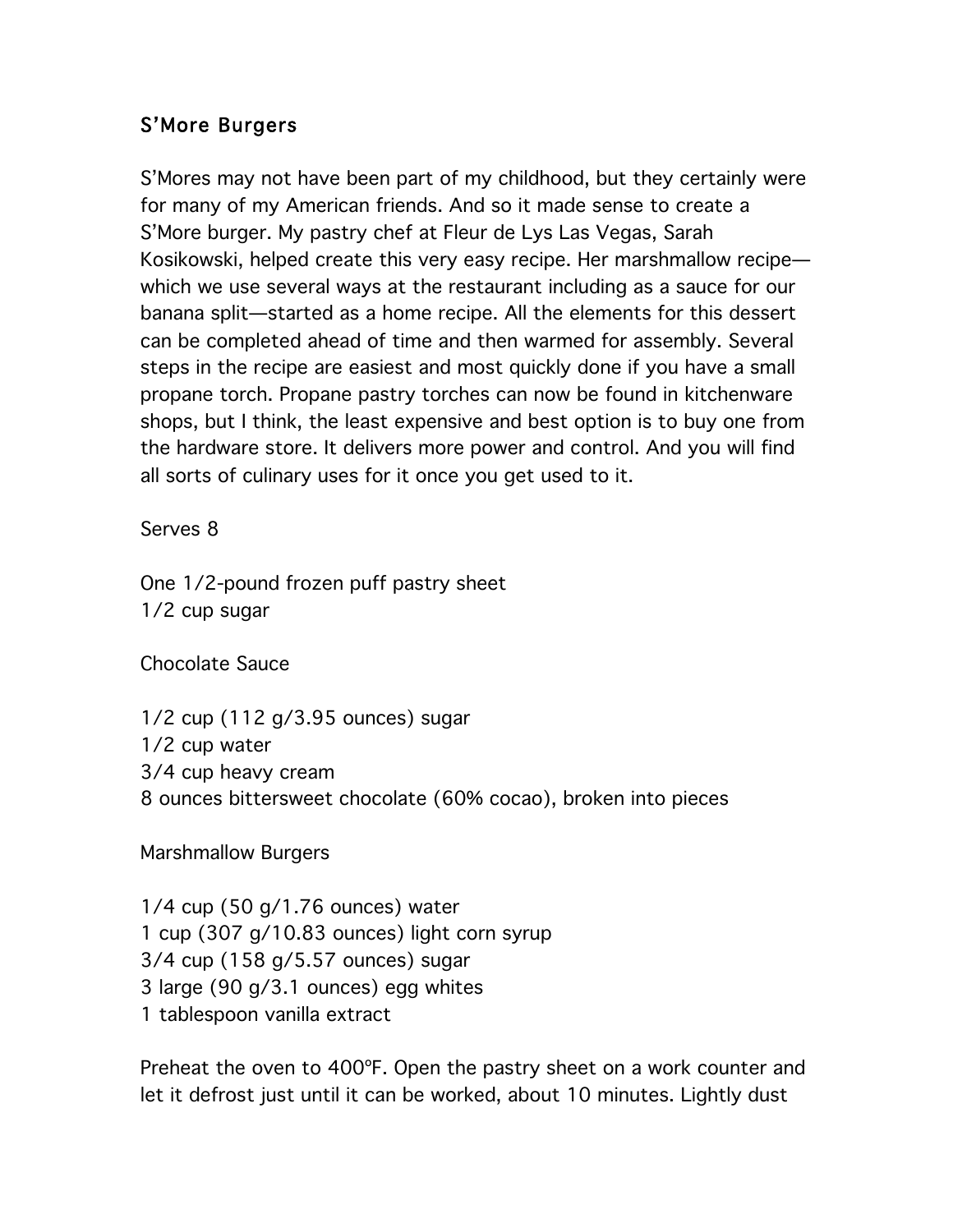# S'More Burgers

S'Mores may not have been part of my childhood, but they certainly were for many of my American friends. And so it made sense to create a S'More burger. My pastry chef at Fleur de Lys Las Vegas, Sarah Kosikowski, helped create this very easy recipe. Her marshmallow recipe—which we use several ways at the restaurant including as a sauce for our banana split—started as a home recipe. All the elements for this dessert can be completed ahead of time and then warmed for assembly. Several steps in the recipe are easiest and most quickly done if you have a small propane torch. Propane pastry torches can now be found in kitchenware shops, but I think, the least expensive and best option is to buy one from the hardware store. It delivers more power and control. And you will find all sorts of culinary uses for it once you get used to it.

Serves 8

One 1/2-pound frozen puff pastry sheet
1/2 cup sugar

## Chocolate Sauce

1/2 cup (112 g/3.95 ounces) sugar
1/2 cup water
3/4 cup heavy cream
8 ounces bittersweet chocolate (60% cocao), broken into pieces

## Marshmallow Burgers

1/4 cup (50 g/1.76 ounces) water
1 cup (307 g/10.83 ounces) light corn syrup
3/4 cup (158 g/5.57 ounces) sugar
3 large (90 g/3.1 ounces) egg whites
1 tablespoon vanilla extract

Preheat the oven to 400ºF. Open the pastry sheet on a work counter and let it defrost just until it can be worked, about 10 minutes. Lightly dust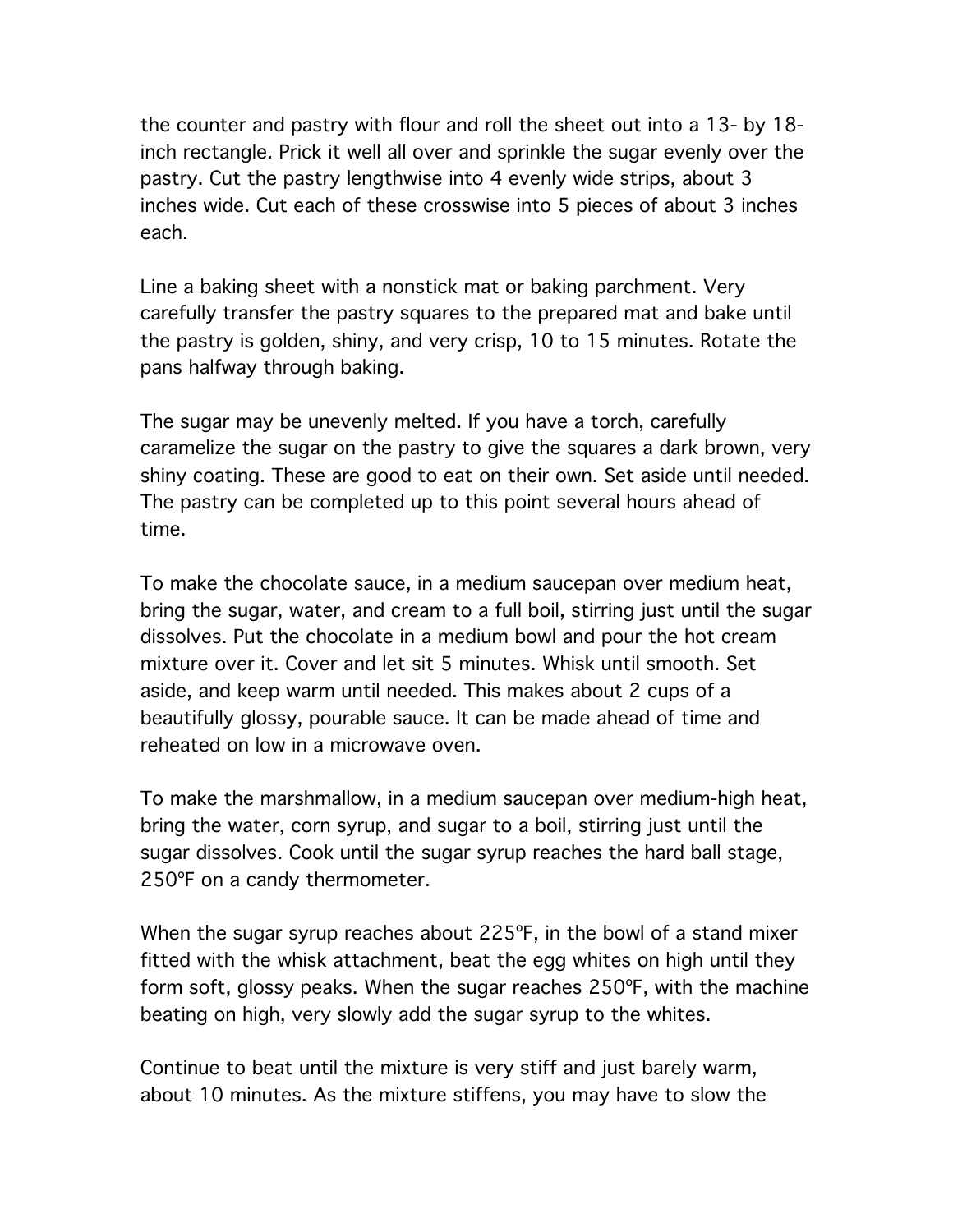the counter and pastry with flour and roll the sheet out into a 13- by 18-inch rectangle. Prick it well all over and sprinkle the sugar evenly over the pastry. Cut the pastry lengthwise into 4 evenly wide strips, about 3 inches wide. Cut each of these crosswise into 5 pieces of about 3 inches each.

Line a baking sheet with a nonstick mat or baking parchment. Very carefully transfer the pastry squares to the prepared mat and bake until the pastry is golden, shiny, and very crisp, 10 to 15 minutes. Rotate the pans halfway through baking.

The sugar may be unevenly melted. If you have a torch, carefully caramelize the sugar on the pastry to give the squares a dark brown, very shiny coating. These are good to eat on their own. Set aside until needed. The pastry can be completed up to this point several hours ahead of time.

To make the chocolate sauce, in a medium saucepan over medium heat, bring the sugar, water, and cream to a full boil, stirring just until the sugar dissolves. Put the chocolate in a medium bowl and pour the hot cream mixture over it. Cover and let sit 5 minutes. Whisk until smooth. Set aside, and keep warm until needed. This makes about 2 cups of a beautifully glossy, pourable sauce. It can be made ahead of time and reheated on low in a microwave oven.

To make the marshmallow, in a medium saucepan over medium-high heat, bring the water, corn syrup, and sugar to a boil, stirring just until the sugar dissolves. Cook until the sugar syrup reaches the hard ball stage, 250ºF on a candy thermometer.

When the sugar syrup reaches about 225ºF, in the bowl of a stand mixer fitted with the whisk attachment, beat the egg whites on high until they form soft, glossy peaks. When the sugar reaches 250ºF, with the machine beating on high, very slowly add the sugar syrup to the whites.

Continue to beat until the mixture is very stiff and just barely warm, about 10 minutes. As the mixture stiffens, you may have to slow the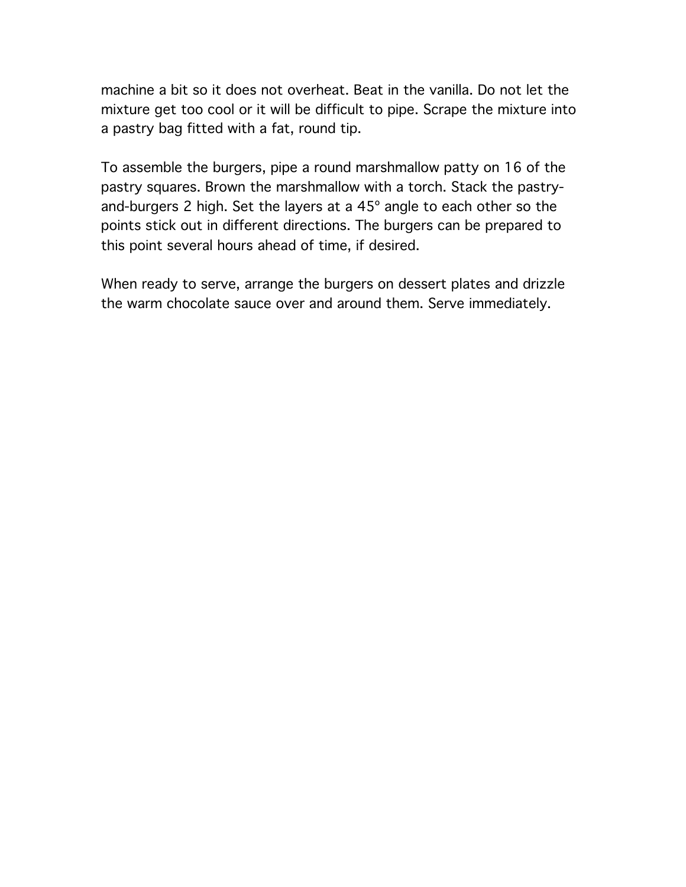machine a bit so it does not overheat. Beat in the vanilla. Do not let the mixture get too cool or it will be difficult to pipe. Scrape the mixture into a pastry bag fitted with a fat, round tip.

To assemble the burgers, pipe a round marshmallow patty on 16 of the pastry squares. Brown the marshmallow with a torch. Stack the pastry-and-burgers 2 high. Set the layers at a 45° angle to each other so the points stick out in different directions. The burgers can be prepared to this point several hours ahead of time, if desired.

When ready to serve, arrange the burgers on dessert plates and drizzle the warm chocolate sauce over and around them. Serve immediately.